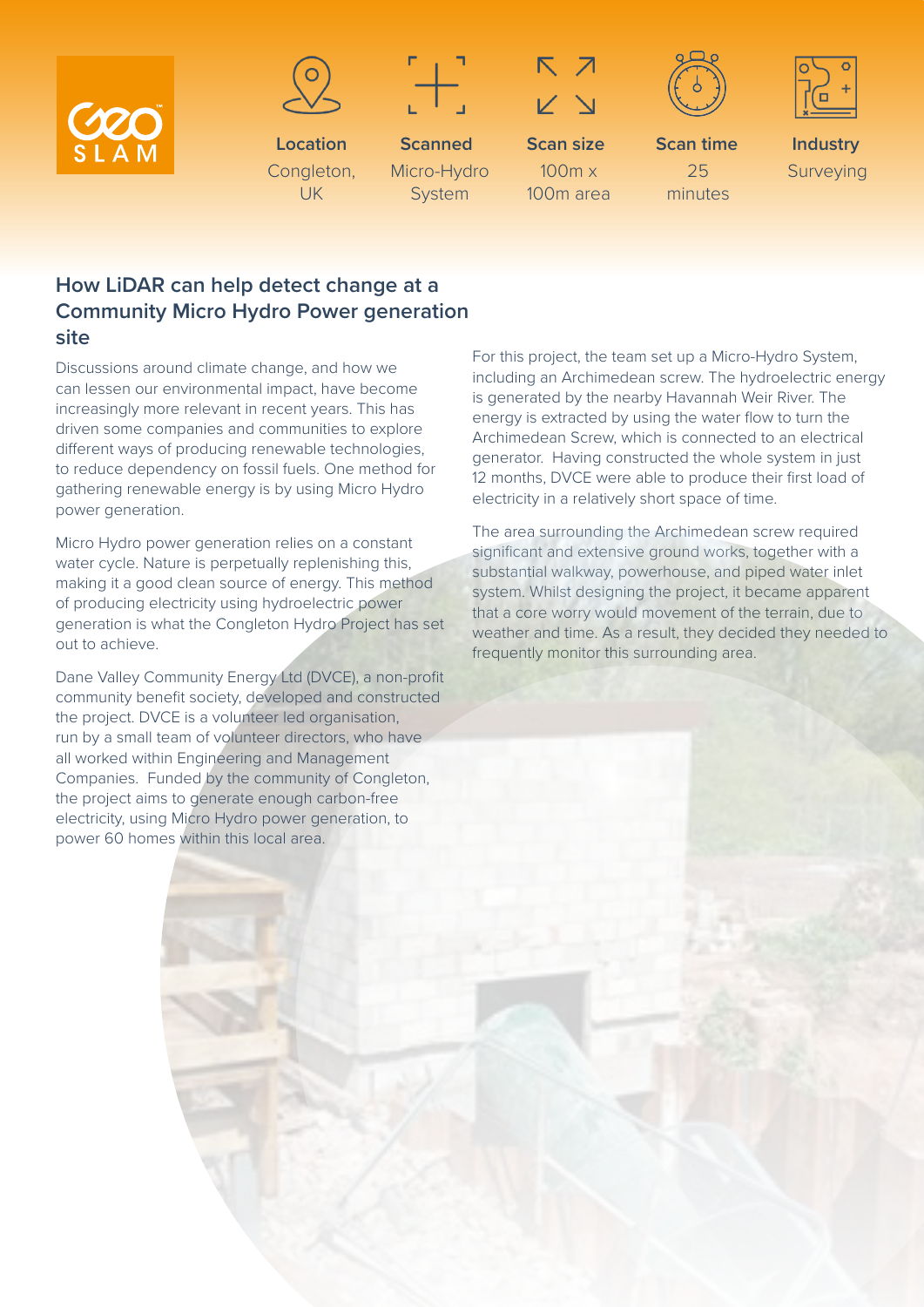| Location | Scanned | Scan size | Scan time | Industry |
|---|---|---|---|---|
| Congleton, UK | Micro-Hydro System | 100m x 100m area | 25 minutes | Surveying |

## How LiDAR can help detect change at a Community Micro Hydro Power generation site

Discussions around climate change, and how we can lessen our environmental impact, have become increasingly more relevant in recent years. This has driven some companies and communities to explore different ways of producing renewable technologies, to reduce dependency on fossil fuels. One method for gathering renewable energy is by using Micro Hydro power generation.

Micro Hydro power generation relies on a constant water cycle. Nature is perpetually replenishing this, making it a good clean source of energy. This method of producing electricity using hydroelectric power generation is what the Congleton Hydro Project has set out to achieve.

Dane Valley Community Energy Ltd (DVCE), a non-profit community benefit society, developed and constructed the project. DVCE is a volunteer led organisation, run by a small team of volunteer directors, who have all worked within Engineering and Management Companies. Funded by the community of Congleton, the project aims to generate enough carbon-free electricity, using Micro Hydro power generation, to power 60 homes within this local area.

For this project, the team set up a Micro-Hydro System, including an Archimedean screw. The hydroelectric energy is generated by the nearby Havannah Weir River. The energy is extracted by using the water flow to turn the Archimedean Screw, which is connected to an electrical generator. Having constructed the whole system in just 12 months, DVCE were able to produce their first load of electricity in a relatively short space of time.

The area surrounding the Archimedean screw required significant and extensive ground works, together with a substantial walkway, powerhouse, and piped water inlet system. Whilst designing the project, it became apparent that a core worry would movement of the terrain, due to weather and time. As a result, they decided they needed to frequently monitor this surrounding area.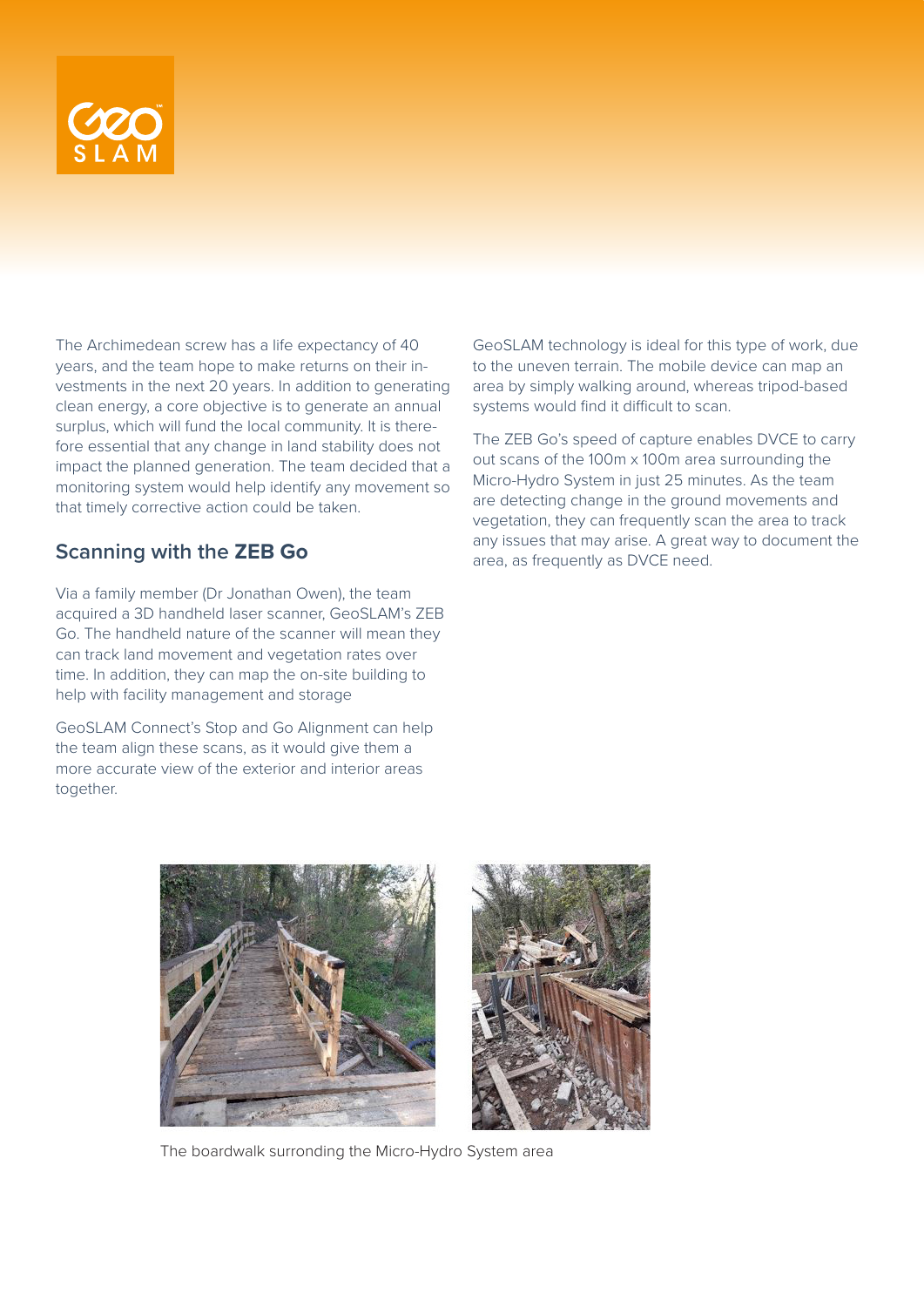The Archimedean screw has a life expectancy of 40 years, and the team hope to make returns on their investments in the next 20 years. In addition to generating clean energy, a core objective is to generate an annual surplus, which will fund the local community. It is therefore essential that any change in land stability does not impact the planned generation. The team decided that a monitoring system would help identify any movement so that timely corrective action could be taken.

## Scanning with the **ZEB Go**

Via a family member (Dr Jonathan Owen), the team acquired a 3D handheld laser scanner, GeoSLAM's ZEB Go. The handheld nature of the scanner will mean they can track land movement and vegetation rates over time. In addition, they can map the on-site building to help with facility management and storage

GeoSLAM Connect's Stop and Go Alignment can help the team align these scans, as it would give them a more accurate view of the exterior and interior areas together.

GeoSLAM technology is ideal for this type of work, due to the uneven terrain. The mobile device can map an area by simply walking around, whereas tripod-based systems would find it difficult to scan.

The ZEB Go's speed of capture enables DVCE to carry out scans of the 100m x 100m area surrounding the Micro-Hydro System in just 25 minutes. As the team are detecting change in the ground movements and vegetation, they can frequently scan the area to track any issues that may arise. A great way to document the area, as frequently as DVCE need.

The boardwalk surronding the Micro-Hydro System area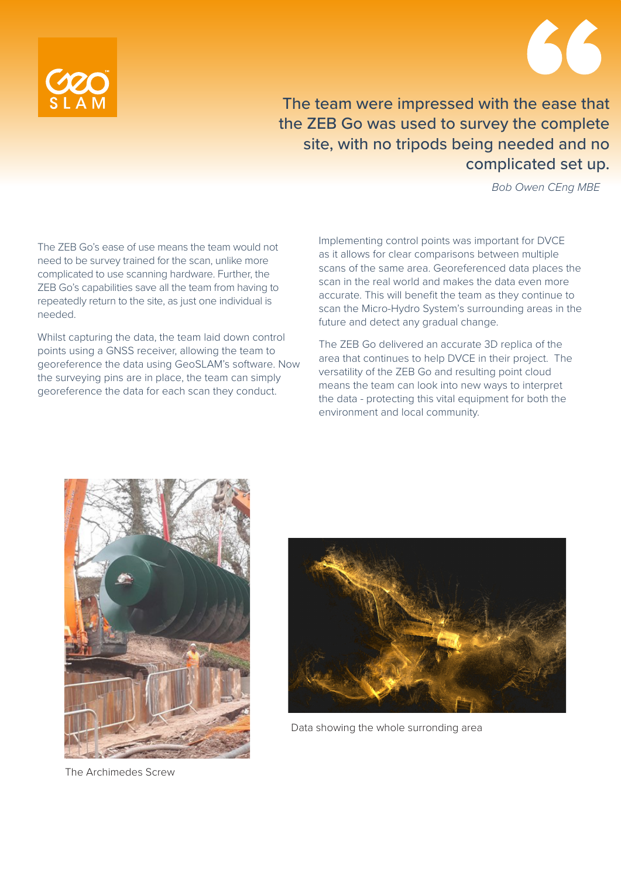> The team were impressed with the ease that the ZEB Go was used to survey the complete site, with no tripods being needed and no complicated set up.
>
> *Bob Owen CEng MBE*

The ZEB Go's ease of use means the team would not need to be survey trained for the scan, unlike more complicated to use scanning hardware. Further, the ZEB Go's capabilities save all the team from having to repeatedly return to the site, as just one individual is needed.

Whilst capturing the data, the team laid down control points using a GNSS receiver, allowing the team to georeference the data using GeoSLAM's software. Now the surveying pins are in place, the team can simply georeference the data for each scan they conduct.

Implementing control points was important for DVCE as it allows for clear comparisons between multiple scans of the same area. Georeferenced data places the scan in the real world and makes the data even more accurate. This will benefit the team as they continue to scan the Micro-Hydro System's surrounding areas in the future and detect any gradual change.

The ZEB Go delivered an accurate 3D replica of the area that continues to help DVCE in their project. The versatility of the ZEB Go and resulting point cloud means the team can look into new ways to interpret the data - protecting this vital equipment for both the environment and local community.

The Archimedes Screw

Data showing the whole surronding area